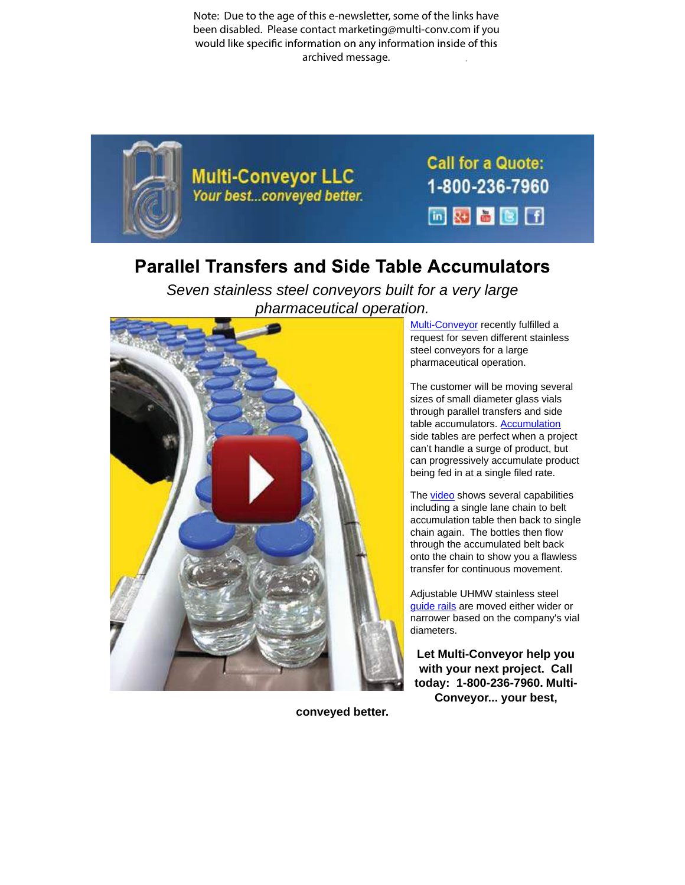Note: Due to the age of this e-newsletter, some of the links have been disabled. Please contact marketing@multi-conv.com if you would like specific information on any information inside of this archived message.

Multi-Conveyor LLC

*Your best...conveyed better.*

Call for a Quote: 1-800-236-7960

# Parallel Transfers and Side Table Accumulators

*Seven stainless steel conveyors built for a very large pharmaceutical operation.*

Multi-Conveyor recently fulfilled a request for seven different stainless steel conveyors for a large pharmaceutical operation.

The customer will be moving several sizes of small diameter glass vials through parallel transfers and side table accumulators. Accumulation side tables are perfect when a project can't handle a surge of product, but can progressively accumulate product being fed in at a single filed rate.

The video shows several capabilities including a single lane chain to belt accumulation table then back to single chain again. The bottles then flow through the accumulated belt back onto the chain to show you a flawless transfer for continuous movement.

Adjustable UHMW stainless steel guide rails are moved either wider or narrower based on the company's vial diameters.

**Let Multi-Conveyor help you with your next project. Call today: 1-800-236-7960. Multi-Conveyor... your best, conveyed better.**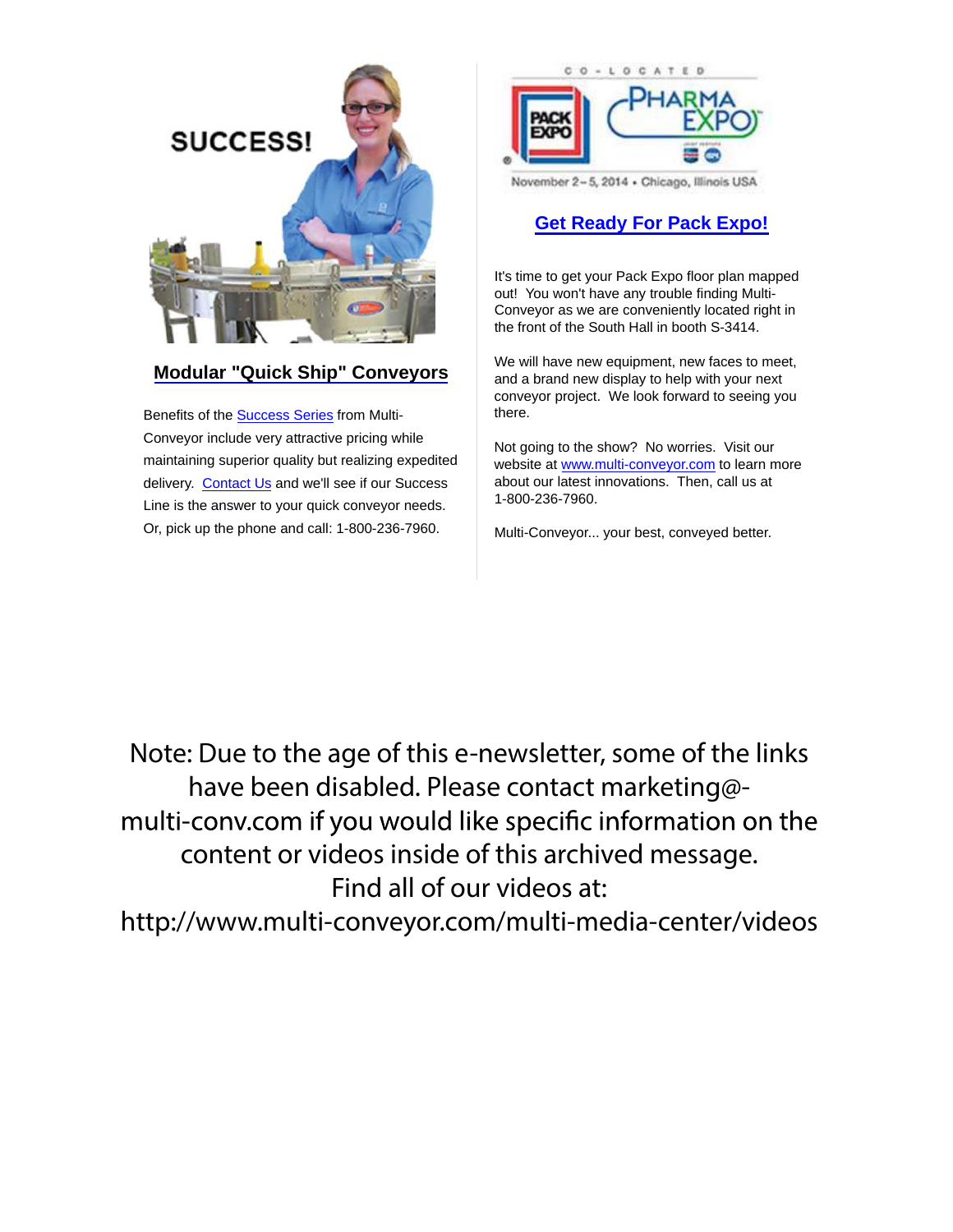## Modular "Quick Ship" Conveyors

Benefits of the Success Series from Multi-Conveyor include very attractive pricing while maintaining superior quality but realizing expedited delivery. Contact Us and we'll see if our Success Line is the answer to your quick conveyor needs. Or, pick up the phone and call: 1-800-236-7960.

## Get Ready For Pack Expo!

It's time to get your Pack Expo floor plan mapped out! You won't have any trouble finding Multi-Conveyor as we are conveniently located right in the front of the South Hall in booth S-3414.

We will have new equipment, new faces to meet, and a brand new display to help with your next conveyor project. We look forward to seeing you there.

Not going to the show? No worries. Visit our website at www.multi-conveyor.com to learn more about our latest innovations. Then, call us at 1-800-236-7960.

Multi-Conveyor... your best, conveyed better.

Note: Due to the age of this e-newsletter, some of the links have been disabled. Please contact marketing@multi-conv.com if you would like specific information on the content or videos inside of this archived message. Find all of our videos at: http://www.multi-conveyor.com/multi-media-center/videos